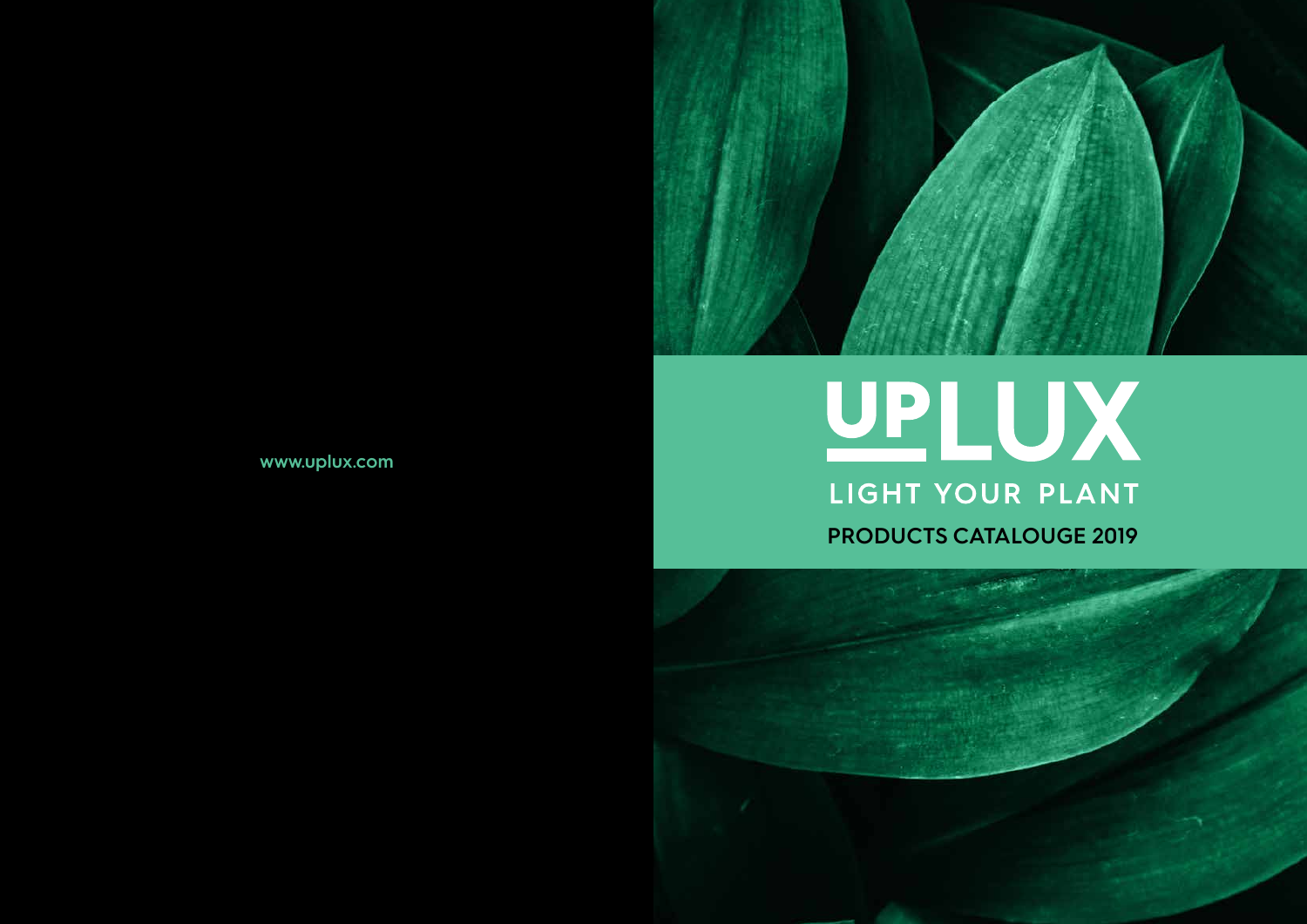www.uplux.com

# UPLUX

## LIGHT YOUR PLANT

**PRODUCTS CATALOUGE 2019**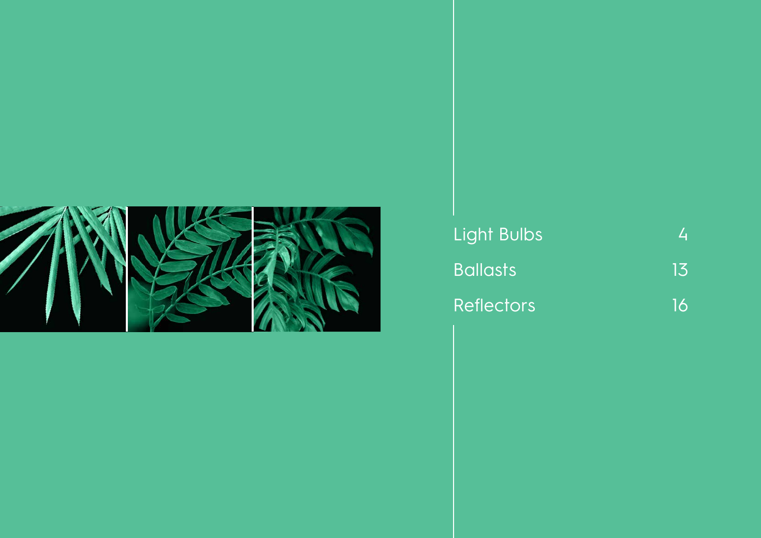| | |
|---|---|
| Light Bulbs | 4 |
| Ballasts | 13 |
| Reflectors | 16 |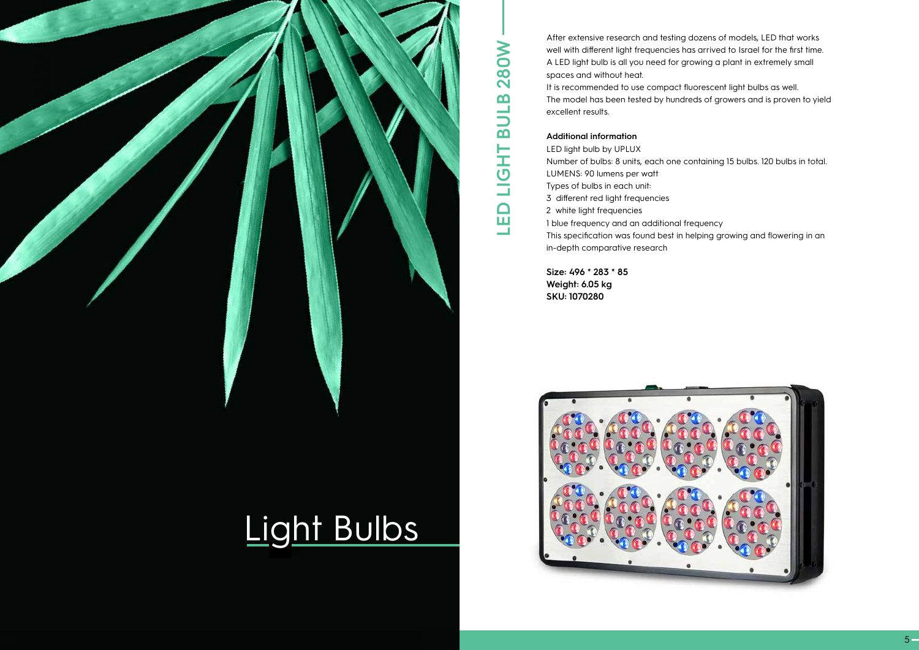# Light Bulbs

## LED LIGHT BULB 280W

After extensive research and testing dozens of models, LED that works well with different light frequencies has arrived to Israel for the first time.
A LED light bulb is all you need for growing a plant in extremely small spaces and without heat.
It is recommended to use compact fluorescent light bulbs as well.
The model has been tested by hundreds of growers and is proven to yield excellent results.

**Additional information**

LED light bulb by UPLUX
Number of bulbs: 8 units, each one containing 15 bulbs. 120 bulbs in total.
LUMENS: 90 lumens per watt
Types of bulbs in each unit:
3 different red light frequencies
2 white light frequencies
1 blue frequency and an additional frequency
This specification was found best in helping growing and flowering in an in-depth comparative research

**Size: 496 * 283 * 85**
**Weight: 6.05 kg**
**SKU: 1070280**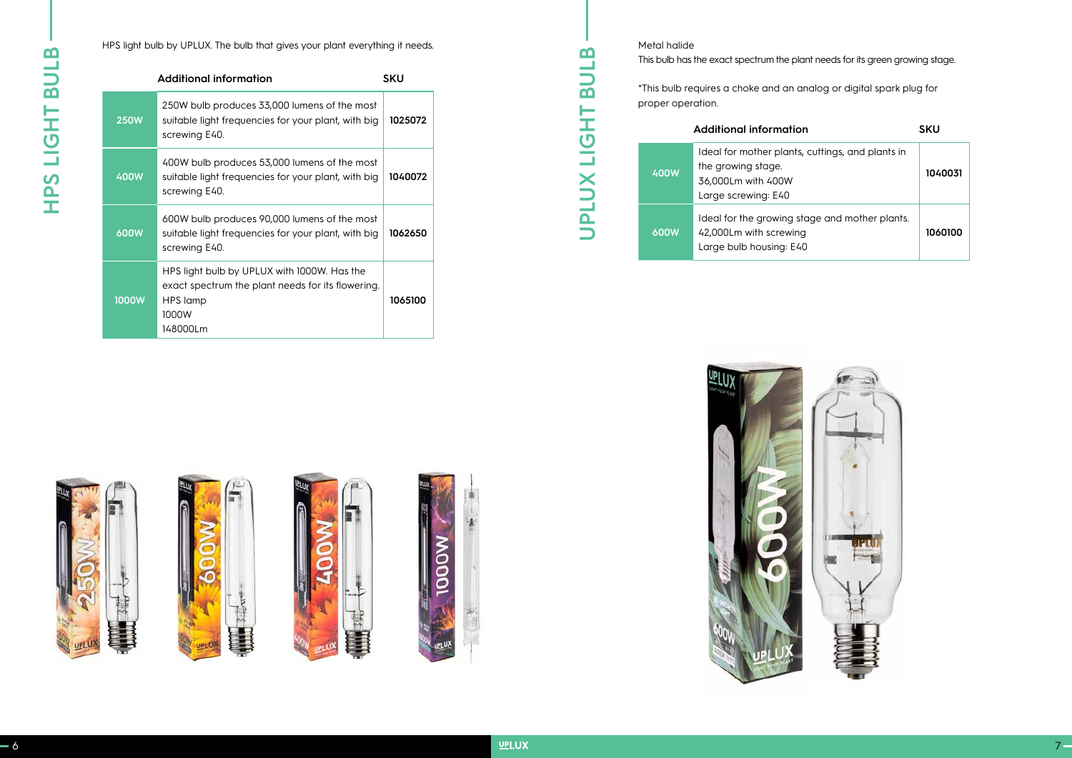# HPS LIGHT BULB

HPS light bulb by UPLUX. The bulb that gives your plant everything it needs.

| | Additional information | SKU |
|---|---|---|
| 250W | 250W bulb produces 33,000 lumens of the most suitable light frequencies for your plant, with big screwing E40. | 1025072 |
| 400W | 400W bulb produces 53,000 lumens of the most suitable light frequencies for your plant, with big screwing E40. | 1040072 |
| 600W | 600W bulb produces 90,000 lumens of the most suitable light frequencies for your plant, with big screwing E40. | 1062650 |
| 1000W | HPS light bulb by UPLUX with 1000W. Has the exact spectrum the plant needs for its flowering. HPS lamp 1000W 148000Lm | 1065100 |

# UPLUX LIGHT BULB

Metal halide

This bulb has the exact spectrum the plant needs for its green growing stage.

*This bulb requires a choke and an analog or digital spark plug for proper operation.

| | Additional information | SKU |
|---|---|---|
| 400W | Ideal for mother plants, cuttings, and plants in the growing stage. 36,000Lm with 400W Large screwing: E40 | 1040031 |
| 600W | Ideal for the growing stage and mother plants. 42,000Lm with screwing Large bulb housing: E40 | 1060100 |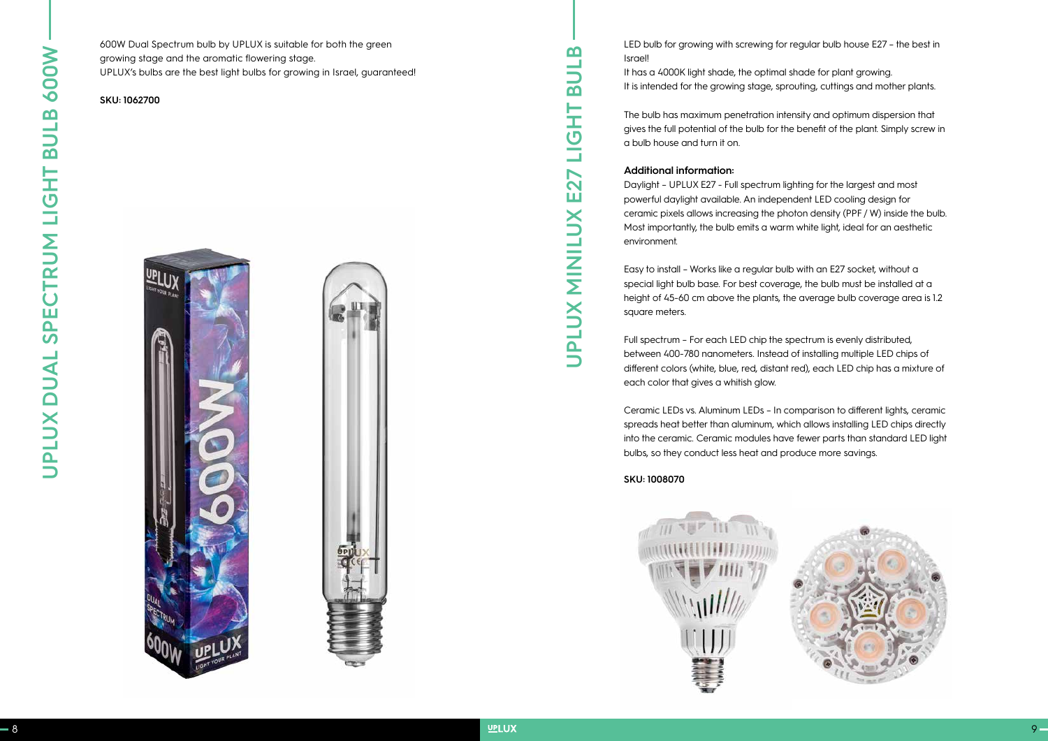# UPLUX DUAL SPECTRUM LIGHT BULB 600W

600W Dual Spectrum bulb by UPLUX is suitable for both the green growing stage and the aromatic flowering stage.
UPLUX's bulbs are the best light bulbs for growing in Israel, guaranteed!

**SKU: 1062700**

# UPLUX MINILUX E27 LIGHT BULB

LED bulb for growing with screwing for regular bulb house E27 – the best in Israel!
It has a 4000K light shade, the optimal shade for plant growing.
It is intended for the growing stage, sprouting, cuttings and mother plants.

The bulb has maximum penetration intensity and optimum dispersion that gives the full potential of the bulb for the benefit of the plant. Simply screw in a bulb house and turn it on.

**Additional information:**

Daylight – UPLUX E27 - Full spectrum lighting for the largest and most powerful daylight available. An independent LED cooling design for ceramic pixels allows increasing the photon density (PPF / W) inside the bulb. Most importantly, the bulb emits a warm white light, ideal for an aesthetic environment.

Easy to install – Works like a regular bulb with an E27 socket, without a special light bulb base. For best coverage, the bulb must be installed at a height of 45-60 cm above the plants, the average bulb coverage area is 1.2 square meters.

Full spectrum – For each LED chip the spectrum is evenly distributed, between 400-780 nanometers. Instead of installing multiple LED chips of different colors (white, blue, red, distant red), each LED chip has a mixture of each color that gives a whitish glow.

Ceramic LEDs vs. Aluminum LEDs – In comparison to different lights, ceramic spreads heat better than aluminum, which allows installing LED chips directly into the ceramic. Ceramic modules have fewer parts than standard LED light bulbs, so they conduct less heat and produce more savings.

**SKU: 1008070**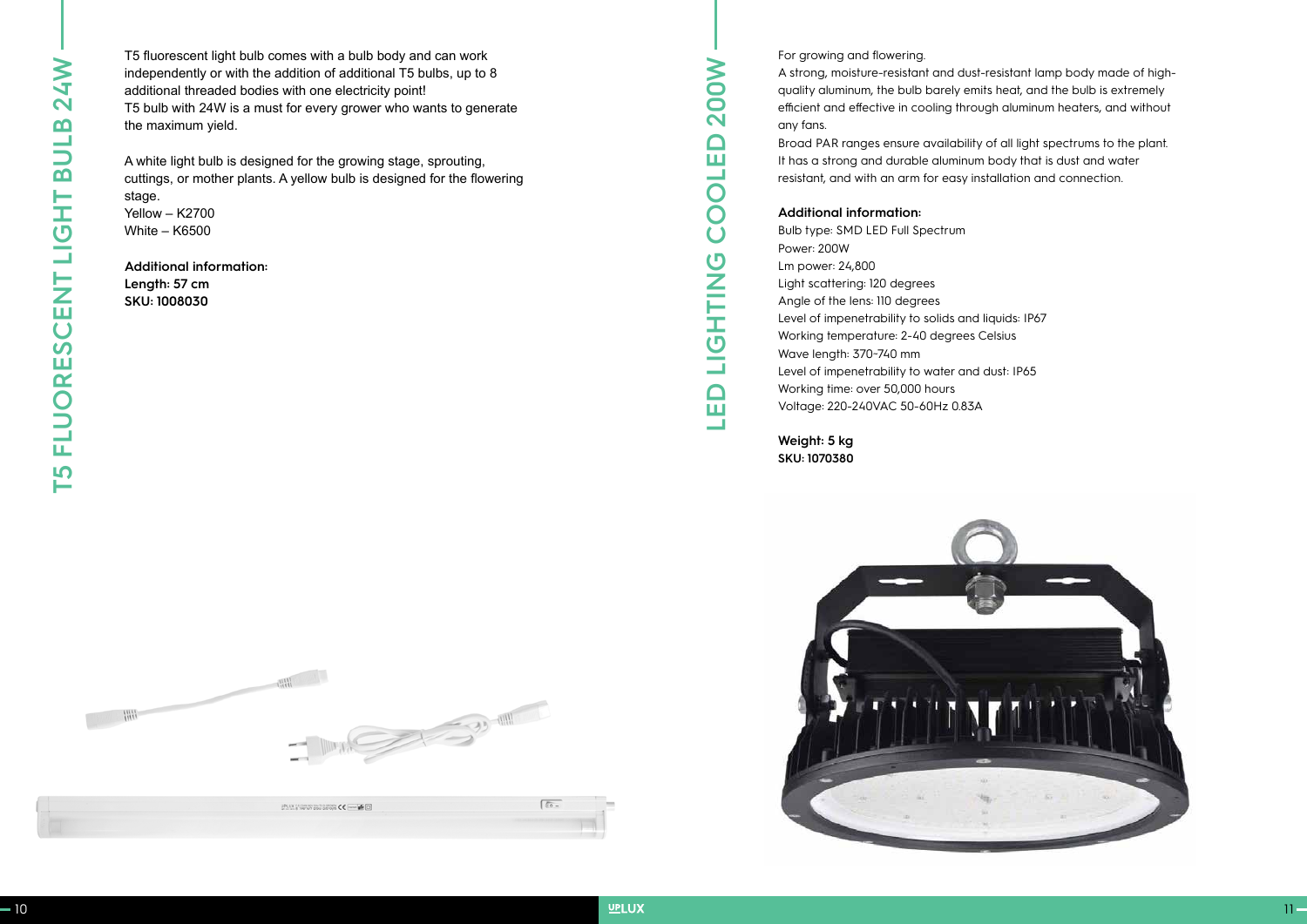# T5 FLUORESCENT LIGHT BULB 24W

T5 fluorescent light bulb comes with a bulb body and can work independently or with the addition of additional T5 bulbs, up to 8 additional threaded bodies with one electricity point!
T5 bulb with 24W is a must for every grower who wants to generate the maximum yield.

A white light bulb is designed for the growing stage, sprouting, cuttings, or mother plants. A yellow bulb is designed for the flowering stage.
Yellow – K2700
White – K6500

**Additional information:**
**Length: 57 cm**
**SKU: 1008030**

# LED LIGHTING COOLED 200W

For growing and flowering.
A strong, moisture-resistant and dust-resistant lamp body made of high-quality aluminum, the bulb barely emits heat, and the bulb is extremely efficient and effective in cooling through aluminum heaters, and without any fans.
Broad PAR ranges ensure availability of all light spectrums to the plant.
It has a strong and durable aluminum body that is dust and water resistant, and with an arm for easy installation and connection.

**Additional information:**
Bulb type: SMD LED Full Spectrum
Power: 200W
Lm power: 24,800
Light scattering: 120 degrees
Angle of the lens: 110 degrees
Level of impenetrability to solids and liquids: IP67
Working temperature: 2-40 degrees Celsius
Wave length: 370-740 mm
Level of impenetrability to water and dust: IP65
Working time: over 50,000 hours
Voltage: 220-240VAC 50-60Hz 0.83A

**Weight: 5 kg**
**SKU: 1070380**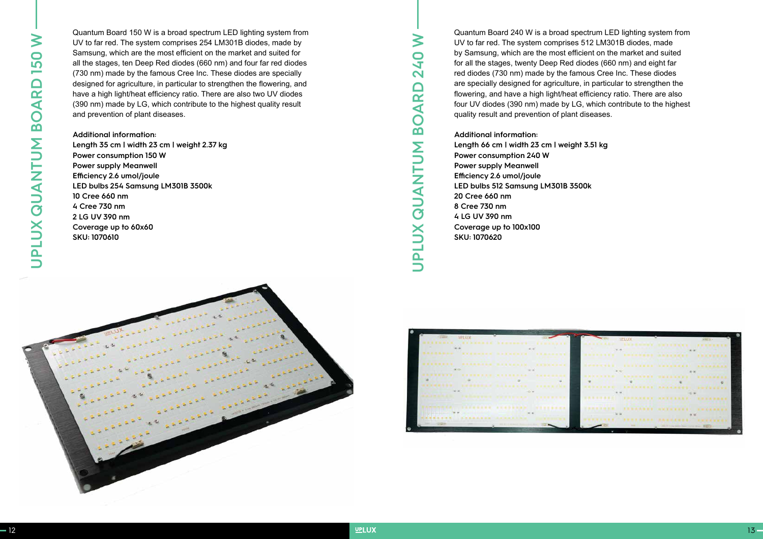# UPLUX QUANTUM BOARD 150 W

Quantum Board 150 W is a broad spectrum LED lighting system from UV to far red. The system comprises 254 LM301B diodes, made by Samsung, which are the most efficient on the market and suited for all the stages, ten Deep Red diodes (660 nm) and four far red diodes (730 nm) made by the famous Cree Inc. These diodes are specially designed for agriculture, in particular to strengthen the flowering, and have a high light/heat efficiency ratio. There are also two UV diodes (390 nm) made by LG, which contribute to the highest quality result and prevention of plant diseases.

**Additional information:**
**Length 35 cm | width 23 cm | weight 2.37 kg**
**Power consumption 150 W**
**Power supply Meanwell**
**Efficiency 2.6 umol/joule**
**LED bulbs 254 Samsung LM301B 3500k**
**10 Cree 660 nm**
**4 Cree 730 nm**
**2 LG UV 390 nm**
**Coverage up to 60x60**
**SKU: 1070610**

# UPLUX QUANTUM BOARD 240 W

Quantum Board 240 W is a broad spectrum LED lighting system from UV to far red. The system comprises 512 LM301B diodes, made by Samsung, which are the most efficient on the market and suited for all the stages, twenty Deep Red diodes (660 nm) and eight far red diodes (730 nm) made by the famous Cree Inc. These diodes are specially designed for agriculture, in particular to strengthen the flowering, and have a high light/heat efficiency ratio. There are also four UV diodes (390 nm) made by LG, which contribute to the highest quality result and prevention of plant diseases.

**Additional information:**
**Length 66 cm | width 23 cm | weight 3.51 kg**
**Power consumption 240 W**
**Power supply Meanwell**
**Efficiency 2.6 umol/joule**
**LED bulbs 512 Samsung LM301B 3500k**
**20 Cree 660 nm**
**8 Cree 730 nm**
**4 LG UV 390 nm**
**Coverage up to 100x100**
**SKU: 1070620**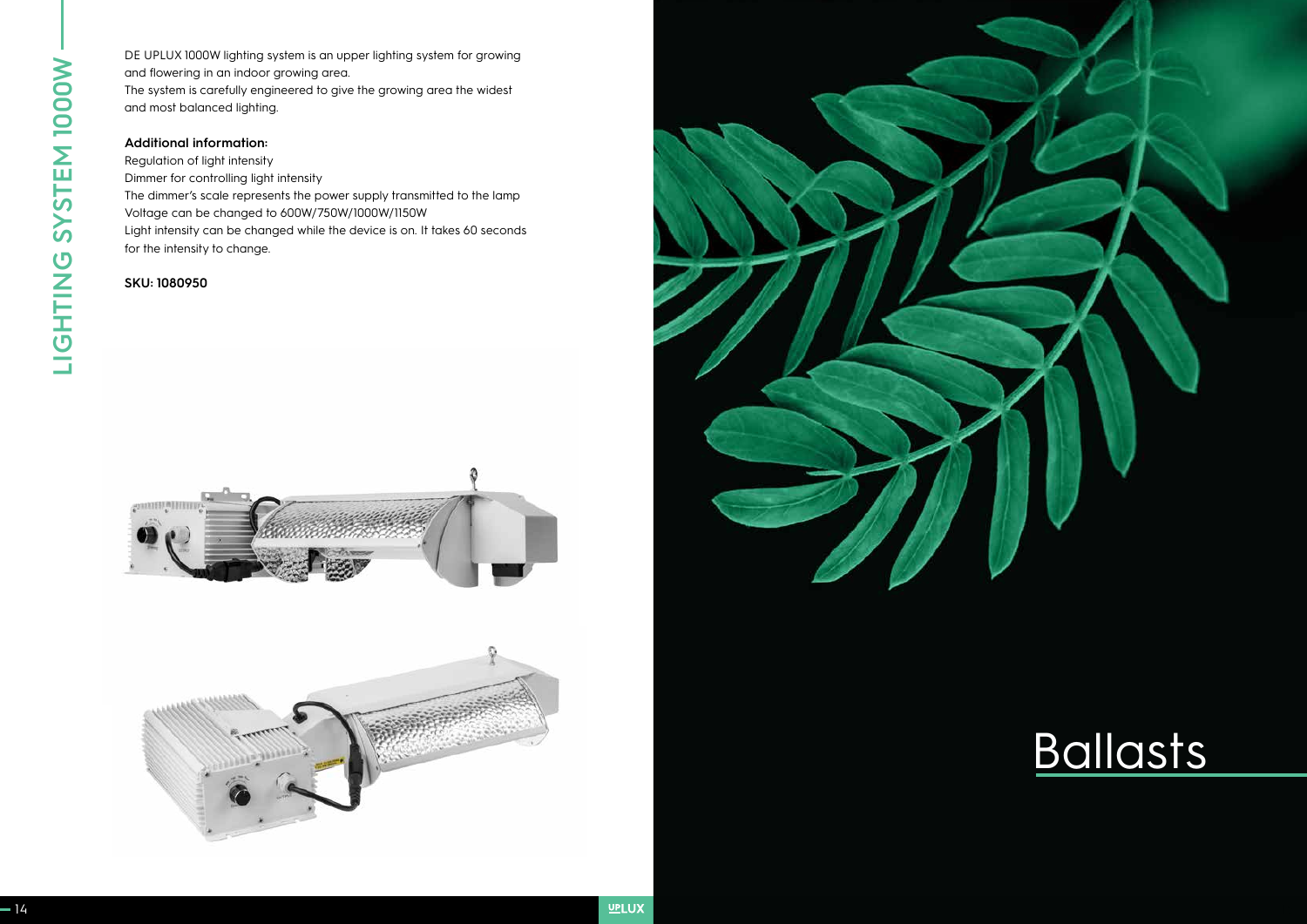# LIGHTING SYSTEM 1000W

DE UPLUX 1000W lighting system is an upper lighting system for growing and flowering in an indoor growing area.
The system is carefully engineered to give the growing area the widest and most balanced lighting.

**Additional information:**
Regulation of light intensity
Dimmer for controlling light intensity
The dimmer's scale represents the power supply transmitted to the lamp
Voltage can be changed to 600W/750W/1000W/1150W
Light intensity can be changed while the device is on. It takes 60 seconds for the intensity to change.

**SKU: 1080950**

# Ballasts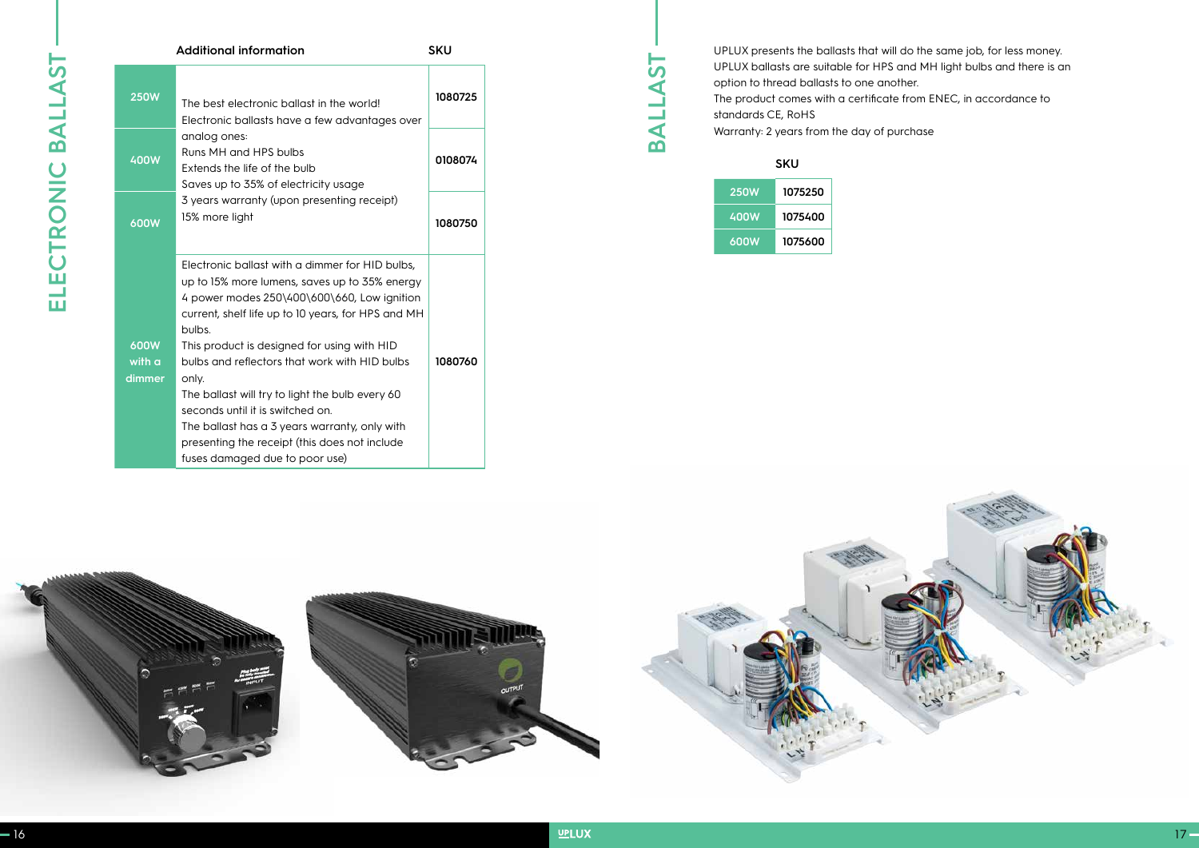# ELECTRONIC BALLAST

| | Additional information | SKU |
|---|---|---|
| 250W | The best electronic ballast in the world!<br>Electronic ballasts have a few advantages over analog ones:<br>Runs MH and HPS bulbs<br>Extends the life of the bulb<br>Saves up to 35% of electricity usage<br>3 years warranty (upon presenting receipt)<br>15% more light | 1080725 |
| 400W | | 0108074 |
| 600W | | 1080750 |
| 600W with a dimmer | Electronic ballast with a dimmer for HID bulbs, up to 15% more lumens, saves up to 35% energy 4 power modes 250\400\600\660, Low ignition current, shelf life up to 10 years, for HPS and MH bulbs.<br>This product is designed for using with HID bulbs and reflectors that work with HID bulbs only.<br>The ballast will try to light the bulb every 60 seconds until it is switched on.<br>The ballast has a 3 years warranty, only with presenting the receipt (this does not include fuses damaged due to poor use) | 1080760 |

# BALLAST

UPLUX presents the ballasts that will do the same job, for less money.
UPLUX ballasts are suitable for HPS and MH light bulbs and there is an option to thread ballasts to one another.
The product comes with a certificate from ENEC, in accordance to standards CE, RoHS
Warranty: 2 years from the day of purchase

| | SKU |
|---|---|
| 250W | 1075250 |
| 400W | 1075400 |
| 600W | 1075600 |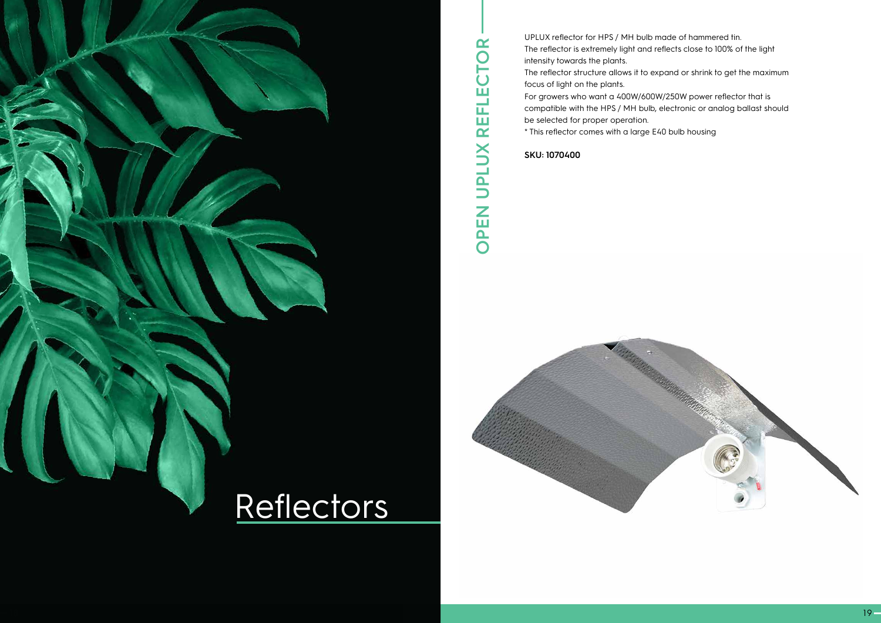# Reflectors

## OPEN UPLUX REFLECTOR

UPLUX reflector for HPS / MH bulb made of hammered tin.
The reflector is extremely light and reflects close to 100% of the light intensity towards the plants.
The reflector structure allows it to expand or shrink to get the maximum focus of light on the plants.
For growers who want a 400W/600W/250W power reflector that is compatible with the HPS / MH bulb, electronic or analog ballast should be selected for proper operation.
* This reflector comes with a large E40 bulb housing

**SKU: 1070400**